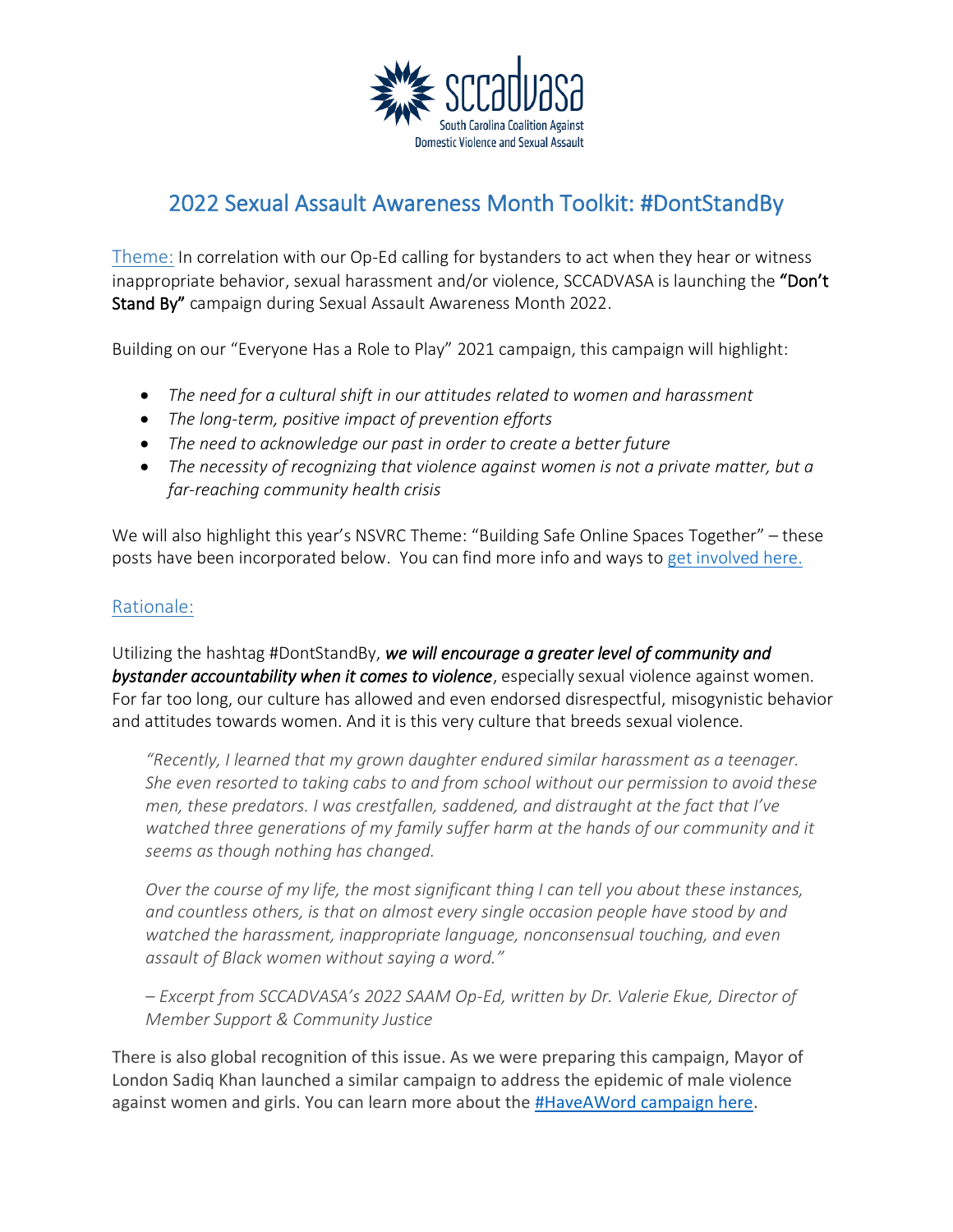sccadvasa

South Carolina Coalition Against Domestic Violence and Sexual Assault

# 2022 Sexual Assault Awareness Month Toolkit: #DontStandBy

Theme: In correlation with our Op-Ed calling for bystanders to act when they hear or witness inappropriate behavior, sexual harassment and/or violence, SCCADVASA is launching the **"Don't Stand By"** campaign during Sexual Assault Awareness Month 2022.

Building on our "Everyone Has a Role to Play" 2021 campaign, this campaign will highlight:

- *The need for a cultural shift in our attitudes related to women and harassment*
- *The long-term, positive impact of prevention efforts*
- *The need to acknowledge our past in order to create a better future*
- *The necessity of recognizing that violence against women is not a private matter, but a far-reaching community health crisis*

We will also highlight this year's NSVRC Theme: "Building Safe Online Spaces Together" – these posts have been incorporated below. You can find more info and ways to get involved here.

## Rationale:

Utilizing the hashtag #DontStandBy, ***we will encourage a greater level of community and bystander accountability when it comes to violence***, especially sexual violence against women. For far too long, our culture has allowed and even endorsed disrespectful, misogynistic behavior and attitudes towards women. And it is this very culture that breeds sexual violence.

> *"Recently, I learned that my grown daughter endured similar harassment as a teenager. She even resorted to taking cabs to and from school without our permission to avoid these men, these predators. I was crestfallen, saddened, and distraught at the fact that I've watched three generations of my family suffer harm at the hands of our community and it seems as though nothing has changed.*
>
> *Over the course of my life, the most significant thing I can tell you about these instances, and countless others, is that on almost every single occasion people have stood by and watched the harassment, inappropriate language, nonconsensual touching, and even assault of Black women without saying a word."*
>
> *– Excerpt from SCCADVASA's 2022 SAAM Op-Ed, written by Dr. Valerie Ekue, Director of Member Support & Community Justice*

There is also global recognition of this issue. As we were preparing this campaign, Mayor of London Sadiq Khan launched a similar campaign to address the epidemic of male violence against women and girls. You can learn more about the #HaveAWord campaign here.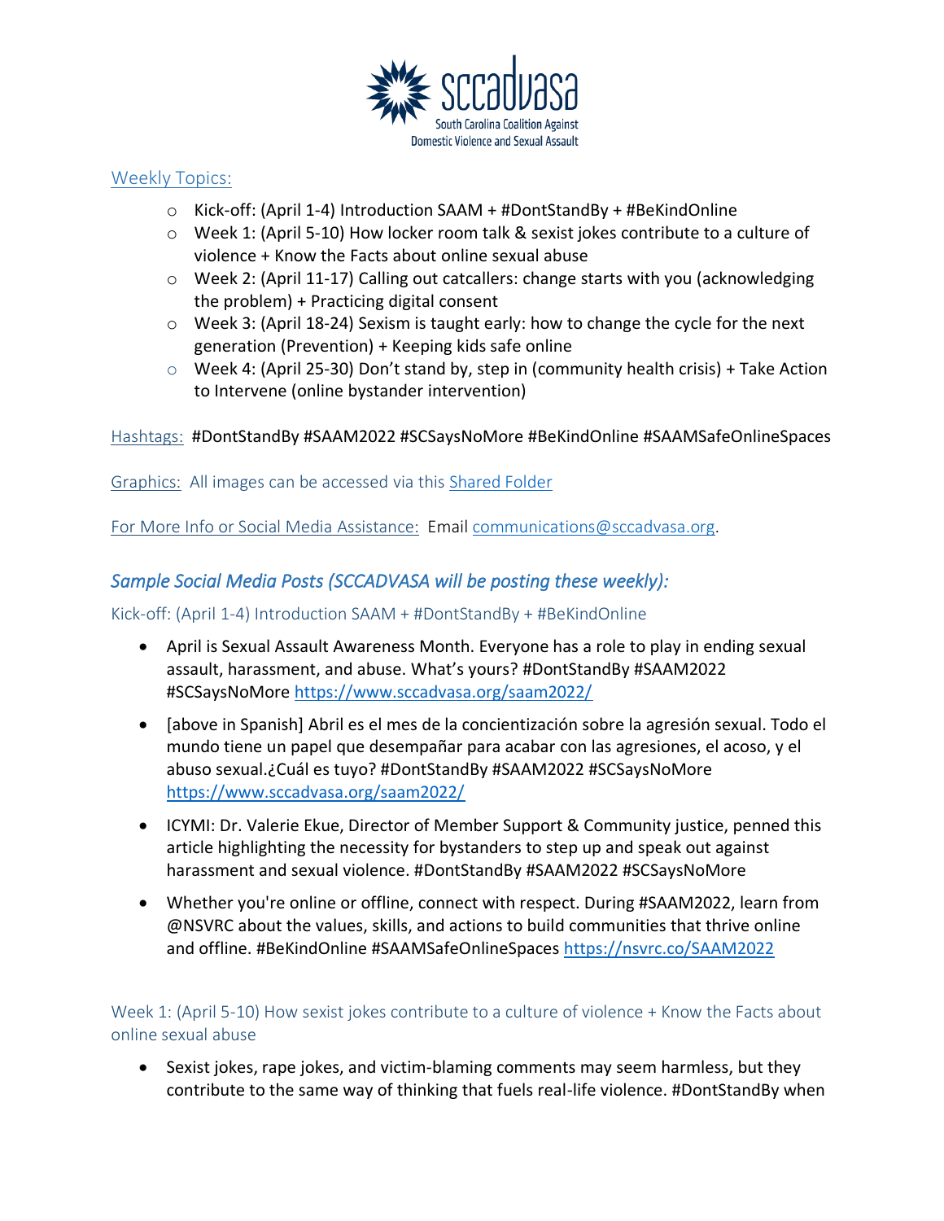sccadvasa

South Carolina Coalition Against Domestic Violence and Sexual Assault

Weekly Topics:

- Kick-off: (April 1-4) Introduction SAAM + #DontStandBy + #BeKindOnline
- Week 1: (April 5-10) How locker room talk & sexist jokes contribute to a culture of violence + Know the Facts about online sexual abuse
- Week 2: (April 11-17) Calling out catcallers: change starts with you (acknowledging the problem) + Practicing digital consent
- Week 3: (April 18-24) Sexism is taught early: how to change the cycle for the next generation (Prevention) + Keeping kids safe online
- Week 4: (April 25-30) Don't stand by, step in (community health crisis) + Take Action to Intervene (online bystander intervention)

Hashtags: #DontStandBy #SAAM2022 #SCSaysNoMore #BeKindOnline #SAAMSafeOnlineSpaces

Graphics: All images can be accessed via this Shared Folder

For More Info or Social Media Assistance: Email communications@sccadvasa.org.

## *Sample Social Media Posts (SCCADVASA will be posting these weekly):*

### Kick-off: (April 1-4) Introduction SAAM + #DontStandBy + #BeKindOnline

- April is Sexual Assault Awareness Month. Everyone has a role to play in ending sexual assault, harassment, and abuse. What's yours? #DontStandBy #SAAM2022 #SCSaysNoMore https://www.sccadvasa.org/saam2022/
- [above in Spanish] Abril es el mes de la concientización sobre la agresión sexual. Todo el mundo tiene un papel que desempañar para acabar con las agresiones, el acoso, y el abuso sexual.¿Cuál es tuyo? #DontStandBy #SAAM2022 #SCSaysNoMore https://www.sccadvasa.org/saam2022/
- ICYMI: Dr. Valerie Ekue, Director of Member Support & Community justice, penned this article highlighting the necessity for bystanders to step up and speak out against harassment and sexual violence. #DontStandBy #SAAM2022 #SCSaysNoMore
- Whether you're online or offline, connect with respect. During #SAAM2022, learn from @NSVRC about the values, skills, and actions to build communities that thrive online and offline. #BeKindOnline #SAAMSafeOnlineSpaces https://nsvrc.co/SAAM2022

### Week 1: (April 5-10) How sexist jokes contribute to a culture of violence + Know the Facts about online sexual abuse

- Sexist jokes, rape jokes, and victim-blaming comments may seem harmless, but they contribute to the same way of thinking that fuels real-life violence. #DontStandBy when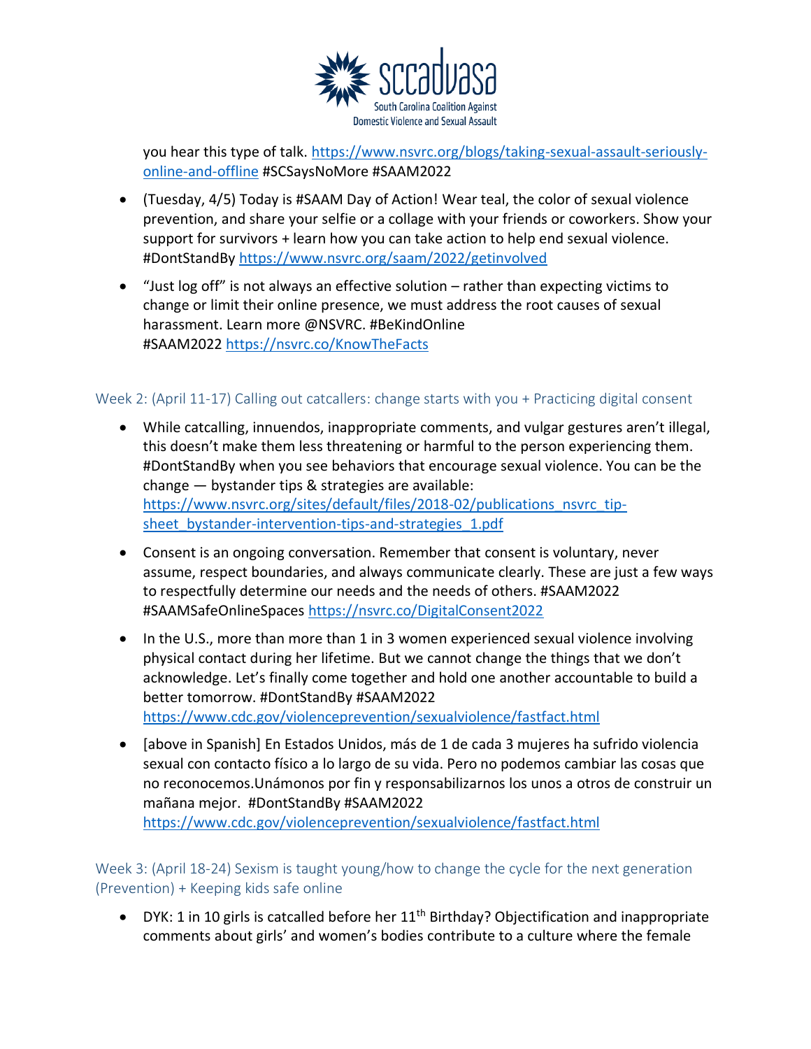you hear this type of talk. https://www.nsvrc.org/blogs/taking-sexual-assault-seriously-online-and-offline #SCSaysNoMore #SAAM2022

- (Tuesday, 4/5) Today is #SAAM Day of Action! Wear teal, the color of sexual violence prevention, and share your selfie or a collage with your friends or coworkers. Show your support for survivors + learn how you can take action to help end sexual violence. #DontStandBy https://www.nsvrc.org/saam/2022/getinvolved
- "Just log off" is not always an effective solution – rather than expecting victims to change or limit their online presence, we must address the root causes of sexual harassment. Learn more @NSVRC. #BeKindOnline #SAAM2022 https://nsvrc.co/KnowTheFacts

### Week 2: (April 11-17) Calling out catcallers: change starts with you + Practicing digital consent

- While catcalling, innuendos, inappropriate comments, and vulgar gestures aren't illegal, this doesn't make them less threatening or harmful to the person experiencing them. #DontStandBy when you see behaviors that encourage sexual violence. You can be the change — bystander tips & strategies are available: https://www.nsvrc.org/sites/default/files/2018-02/publications_nsvrc_tip-sheet_bystander-intervention-tips-and-strategies_1.pdf
- Consent is an ongoing conversation. Remember that consent is voluntary, never assume, respect boundaries, and always communicate clearly. These are just a few ways to respectfully determine our needs and the needs of others. #SAAM2022 #SAAMSafeOnlineSpaces https://nsvrc.co/DigitalConsent2022
- In the U.S., more than more than 1 in 3 women experienced sexual violence involving physical contact during her lifetime. But we cannot change the things that we don't acknowledge. Let's finally come together and hold one another accountable to build a better tomorrow. #DontStandBy #SAAM2022 https://www.cdc.gov/violenceprevention/sexualviolence/fastfact.html
- [above in Spanish] En Estados Unidos, más de 1 de cada 3 mujeres ha sufrido violencia sexual con contacto físico a lo largo de su vida. Pero no podemos cambiar las cosas que no reconocemos.Unámonos por fin y responsabilizarnos los unos a otros de construir un mañana mejor. #DontStandBy #SAAM2022 https://www.cdc.gov/violenceprevention/sexualviolence/fastfact.html

### Week 3: (April 18-24) Sexism is taught young/how to change the cycle for the next generation (Prevention) + Keeping kids safe online

- DYK: 1 in 10 girls is catcalled before her 11th Birthday? Objectification and inappropriate comments about girls' and women's bodies contribute to a culture where the female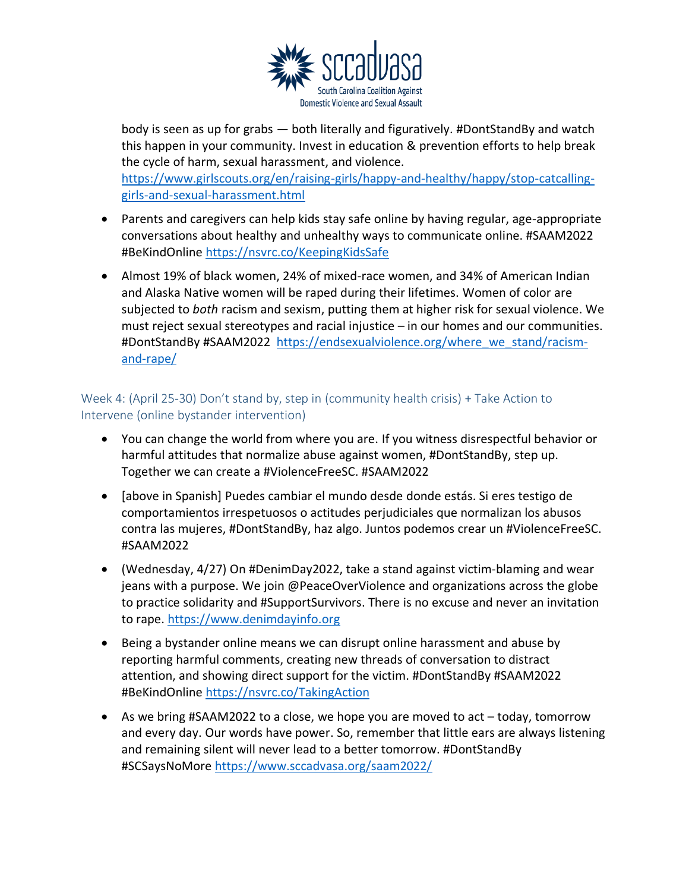body is seen as up for grabs — both literally and figuratively. #DontStandBy and watch this happen in your community. Invest in education & prevention efforts to help break the cycle of harm, sexual harassment, and violence. https://www.girlscouts.org/en/raising-girls/happy-and-healthy/happy/stop-catcalling-girls-and-sexual-harassment.html

- Parents and caregivers can help kids stay safe online by having regular, age-appropriate conversations about healthy and unhealthy ways to communicate online. #SAAM2022 #BeKindOnline https://nsvrc.co/KeepingKidsSafe
- Almost 19% of black women, 24% of mixed-race women, and 34% of American Indian and Alaska Native women will be raped during their lifetimes. Women of color are subjected to *both* racism and sexism, putting them at higher risk for sexual violence. We must reject sexual stereotypes and racial injustice – in our homes and our communities. #DontStandBy #SAAM2022 https://endsexualviolence.org/where_we_stand/racism-and-rape/

### Week 4: (April 25-30) Don't stand by, step in (community health crisis) + Take Action to Intervene (online bystander intervention)

- You can change the world from where you are. If you witness disrespectful behavior or harmful attitudes that normalize abuse against women, #DontStandBy, step up. Together we can create a #ViolenceFreeSC. #SAAM2022
- [above in Spanish] Puedes cambiar el mundo desde donde estás. Si eres testigo de comportamientos irrespetuosos o actitudes perjudiciales que normalizan los abusos contra las mujeres, #DontStandBy, haz algo. Juntos podemos crear un #ViolenceFreeSC. #SAAM2022
- (Wednesday, 4/27) On #DenimDay2022, take a stand against victim-blaming and wear jeans with a purpose. We join @PeaceOverViolence and organizations across the globe to practice solidarity and #SupportSurvivors. There is no excuse and never an invitation to rape. https://www.denimdayinfo.org
- Being a bystander online means we can disrupt online harassment and abuse by reporting harmful comments, creating new threads of conversation to distract attention, and showing direct support for the victim. #DontStandBy #SAAM2022 #BeKindOnline https://nsvrc.co/TakingAction
- As we bring #SAAM2022 to a close, we hope you are moved to act – today, tomorrow and every day. Our words have power. So, remember that little ears are always listening and remaining silent will never lead to a better tomorrow. #DontStandBy #SCSaysNoMore https://www.sccadvasa.org/saam2022/